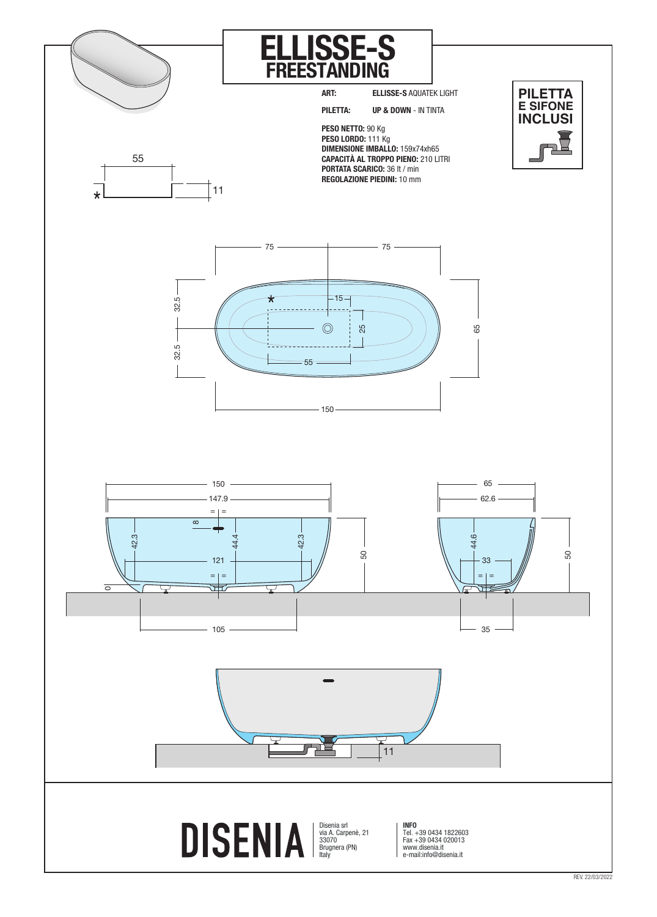# ELLISSE-S
## FREESTANDING

**ART:** **ELLISSE-S** AQUATEK LIGHT

**PILETTA:** **UP & DOWN** - IN TINTA

**PESO NETTO:** 90 Kg
**PESO LORDO:** 111 Kg
**DIMENSIONE IMBALLO:** 159x74xh65
**CAPACITÀ AL TROPPO PIENO:** 210 LITRI
**PORTATA SCARICO:** 36 lt / min
**REGOLAZIONE PIEDINI:** 10 mm

**PILETTA E SIFONE INCLUSI**

**DISENIA**

Disenia srl
via A. Carpenè, 21
33070
Brugnera (PN)
Italy

**INFO**
Tel. +39 0434 1822603
Fax +39 0434 020013
www.disenia.it
e-mail:info@disenia.it

REV. 22/03/2022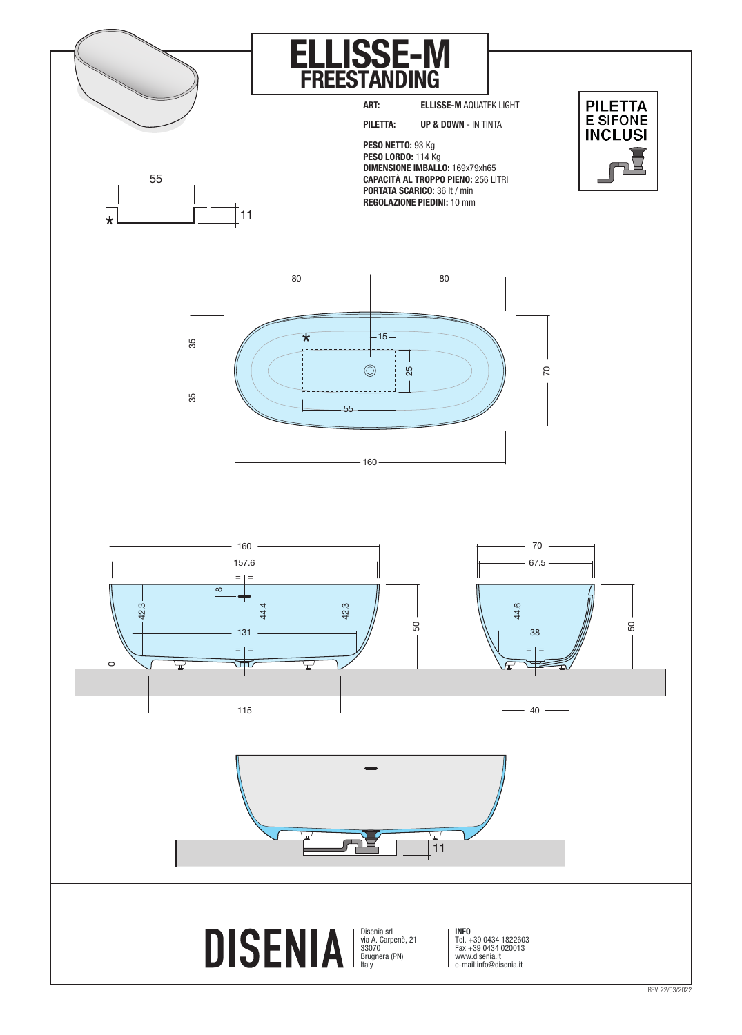# ELLISSE-M
## FREESTANDING

**ART:** **ELLISSE-M** AQUATEK LIGHT

**PILETTA:** **UP & DOWN** - IN TINTA

**PESO NETTO:** 93 Kg
**PESO LORDO:** 114 Kg
**DIMENSIONE IMBALLO:** 169x79xh65
**CAPACITÀ AL TROPPO PIENO:** 256 LITRI
**PORTATA SCARICO:** 36 lt / min
**REGOLAZIONE PIEDINI:** 10 mm

**PILETTA E SIFONE INCLUSI**

**DISENIA**

Disenia srl
via A. Carpenè, 21
33070
Brugnera (PN)
Italy

**INFO**
Tel. +39 0434 1822603
Fax +39 0434 020013
www.disenia.it
e-mail:info@disenia.it

REV. 22/03/2022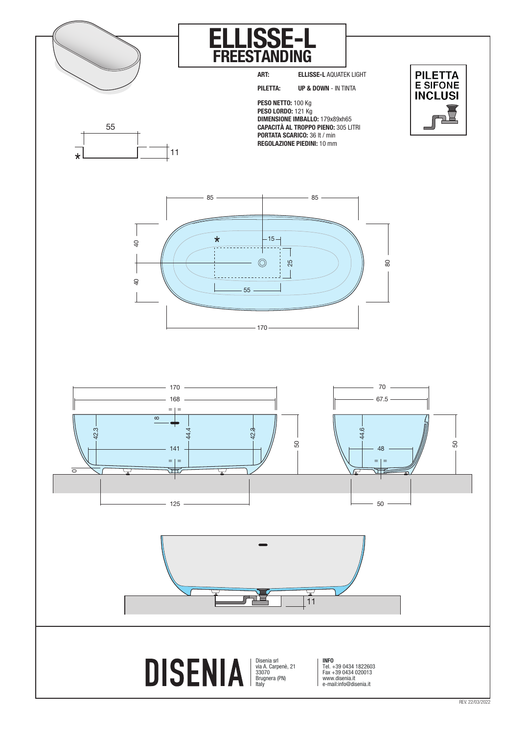# ELLISSE-L
## FREESTANDING

**ART:** **ELLISSE-L** AQUATEK LIGHT

**PILETTA:** **UP & DOWN** - IN TINTA

**PESO NETTO:** 100 Kg
**PESO LORDO:** 121 Kg
**DIMENSIONE IMBALLO:** 179x89xh65
**CAPACITÀ AL TROPPO PIENO:** 305 LITRI
**PORTATA SCARICO:** 36 lt / min
**REGOLAZIONE PIEDINI:** 10 mm

**PILETTA E SIFONE INCLUSI**

55
11
*

85
85
15
*
40
40
25
80
55
170

170
168
8
42.3
44.4
42.3
141
50
0
125

70
67.5
44.6
48
50
50

11

**DISENIA**

Disenia srl
via A. Carpenè, 21
33070
Brugnera (PN)
Italy

**INFO**
Tel. +39 0434 1822603
Fax +39 0434 020013
www.disenia.it
e-mail:info@disenia.it

REV. 22/03/2022